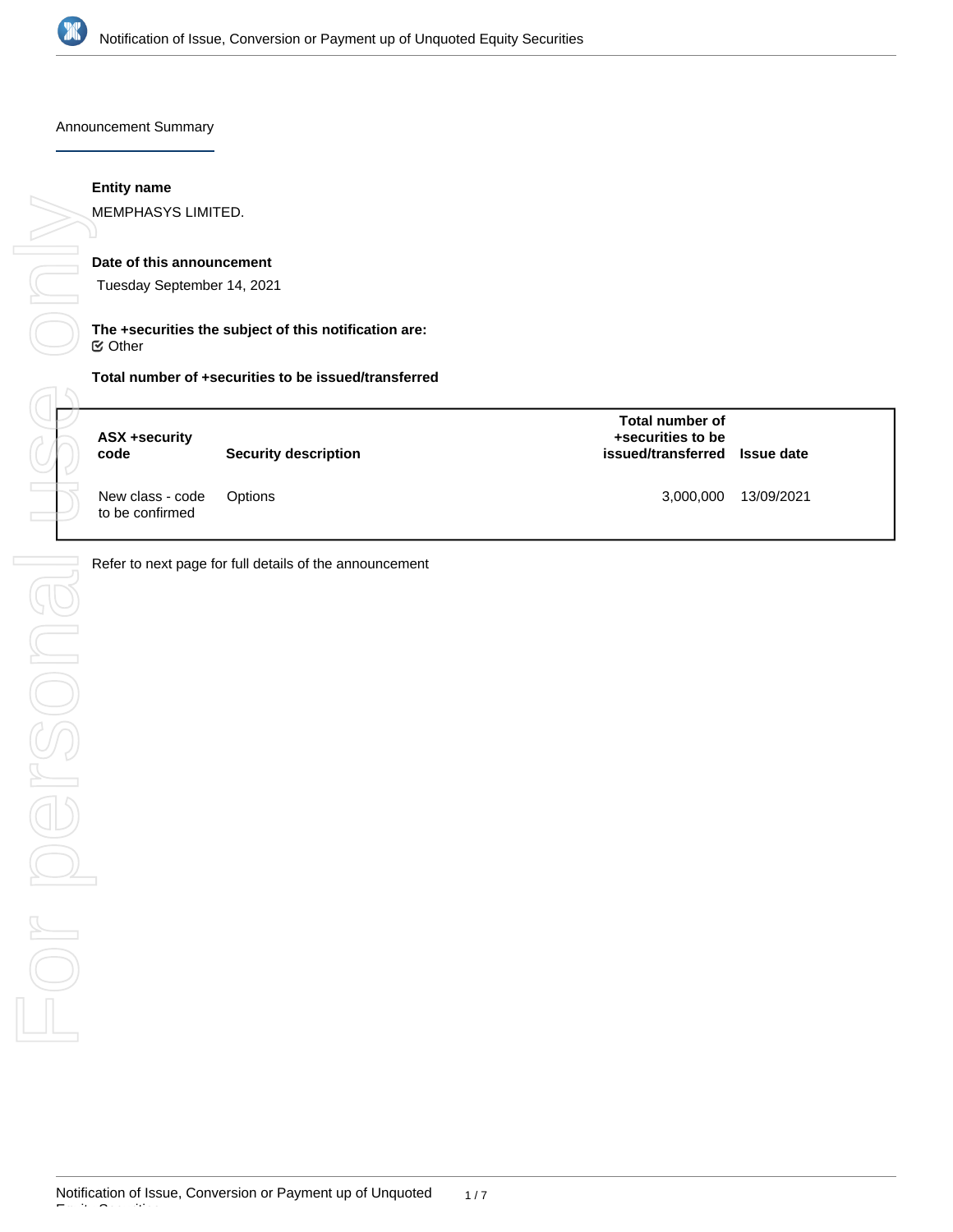## Announcement Summary

**Entity name**

MEMPHASYS LIMITED.

**Date of this announcement**

Tuesday September 14, 2021

**The +securities the subject of this notification are:**

☑ Other

**Total number of +securities to be issued/transferred**

| ASX +security code | Security description | Total number of +securities to be issued/transferred | Issue date |
|---|---|---|---|
| New class - code to be confirmed | Options | 3,000,000 | 13/09/2021 |

Refer to next page for full details of the announcement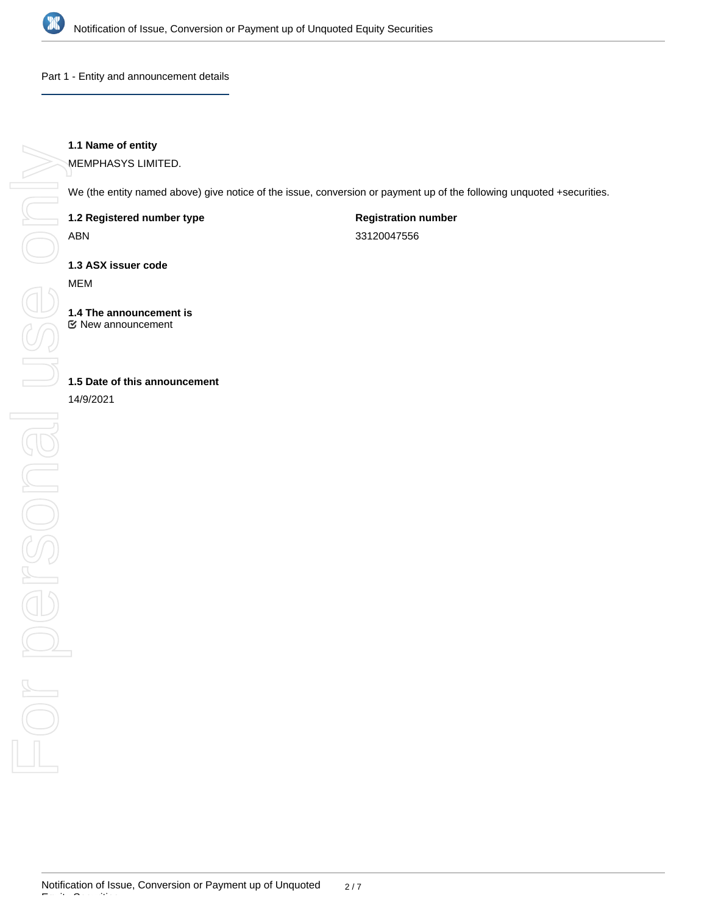## Part 1 - Entity and announcement details

**1.1 Name of entity**

MEMPHASYS LIMITED.

We (the entity named above) give notice of the issue, conversion or payment up of the following unquoted +securities.

**1.2 Registered number type**

ABN

**Registration number**

33120047556

**1.3 ASX issuer code**

MEM

**1.4 The announcement is**

☑ New announcement

**1.5 Date of this announcement**

14/9/2021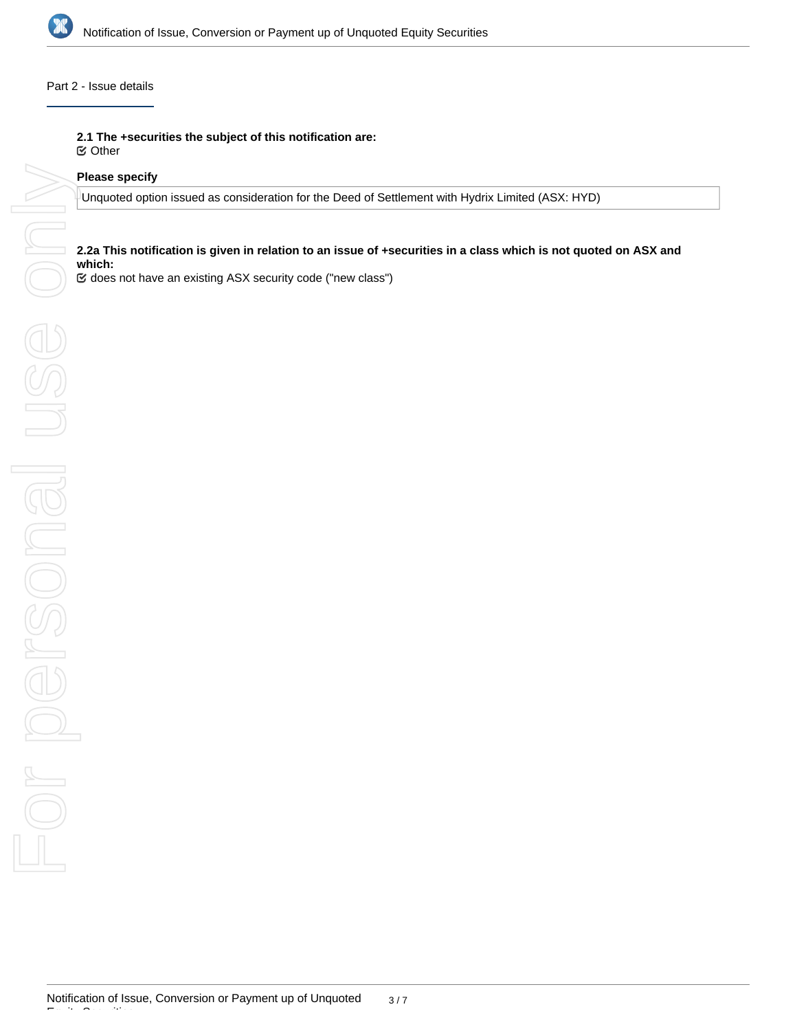## Part 2 - Issue details

**2.1 The +securities the subject of this notification are:**

☑ Other

**Please specify**

Unquoted option issued as consideration for the Deed of Settlement with Hydrix Limited (ASX: HYD)

**2.2a This notification is given in relation to an issue of +securities in a class which is not quoted on ASX and which:**

☑ does not have an existing ASX security code ("new class")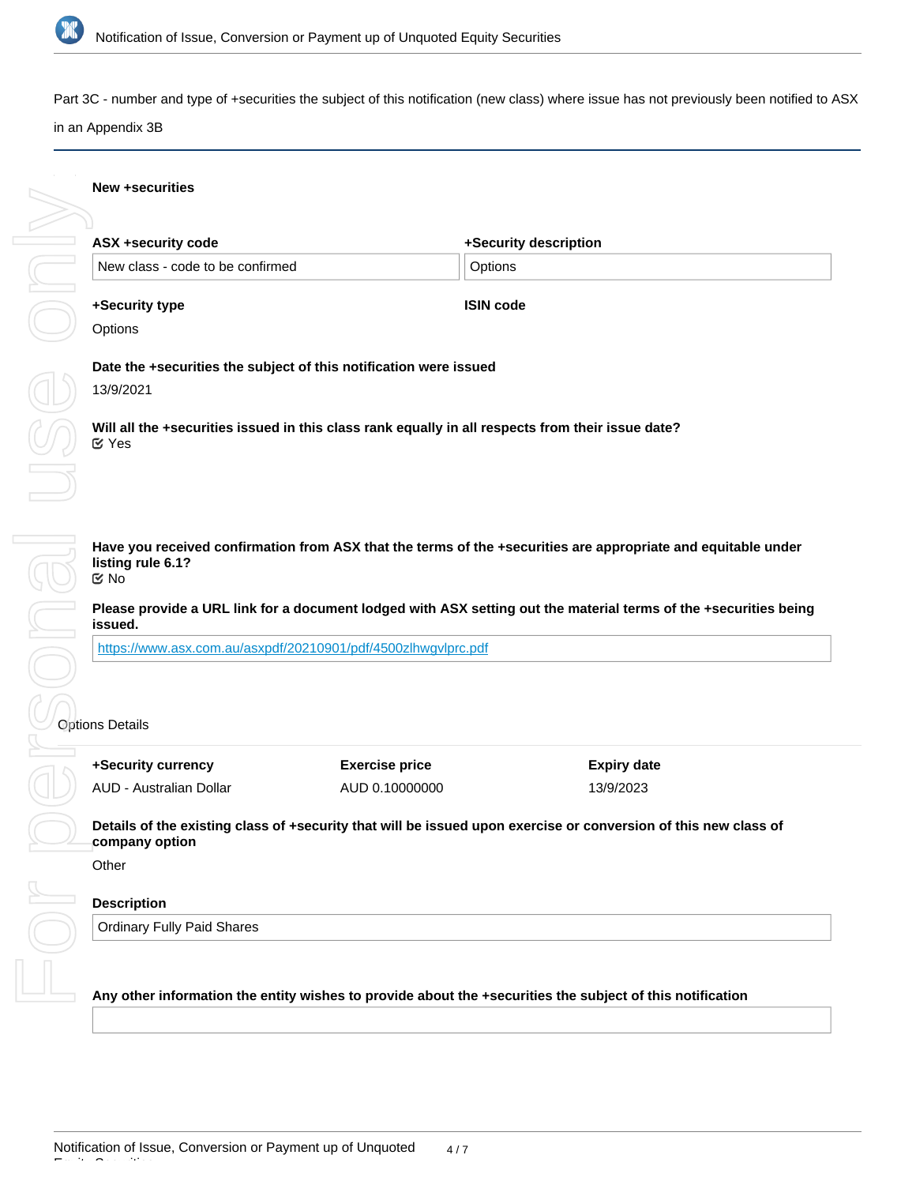Part 3C - number and type of +securities the subject of this notification (new class) where issue has not previously been notified to ASX in an Appendix 3B

**New +securities**

| ASX +security code | +Security description |
| --- | --- |
| New class - code to be confirmed | Options |

| +Security type | ISIN code |
| --- | --- |
| Options | |

**Date the +securities the subject of this notification were issued**

13/9/2021

**Will all the +securities issued in this class rank equally in all respects from their issue date?**

Yes

**Have you received confirmation from ASX that the terms of the +securities are appropriate and equitable under listing rule 6.1?**

No

**Please provide a URL link for a document lodged with ASX setting out the material terms of the +securities being issued.**

https://www.asx.com.au/asxpdf/20210901/pdf/4500zlhwgvlprc.pdf

Options Details

| +Security currency | Exercise price | Expiry date |
| --- | --- | --- |
| AUD - Australian Dollar | AUD 0.10000000 | 13/9/2023 |

**Details of the existing class of +security that will be issued upon exercise or conversion of this new class of company option**

Other

**Description**

Ordinary Fully Paid Shares

**Any other information the entity wishes to provide about the +securities the subject of this notification**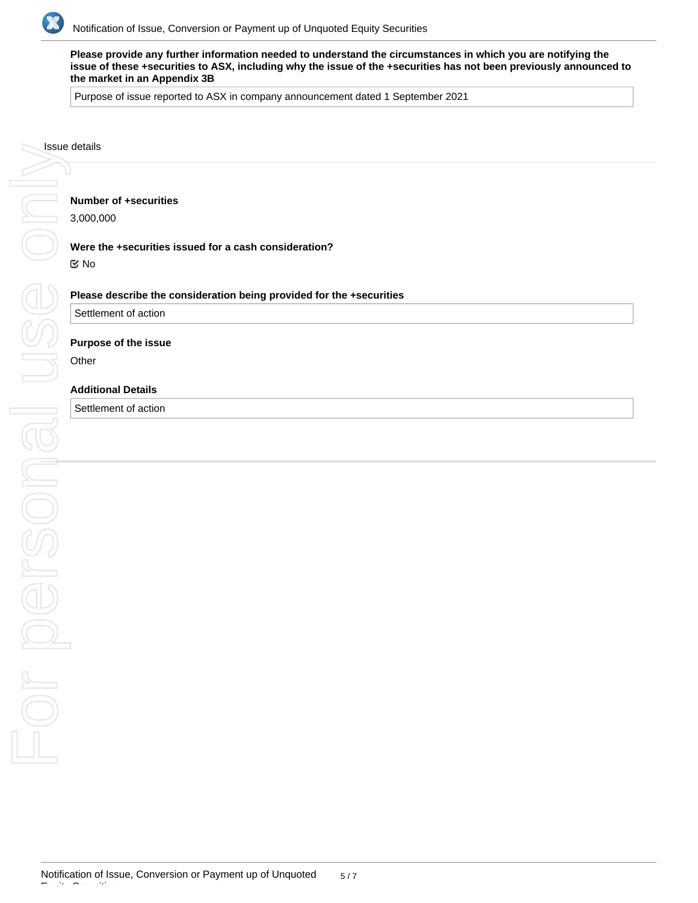**Please provide any further information needed to understand the circumstances in which you are notifying the issue of these +securities to ASX, including why the issue of the +securities has not been previously announced to the market in an Appendix 3B**

Purpose of issue reported to ASX in company announcement dated 1 September 2021

Issue details

**Number of +securities**

3,000,000

**Were the +securities issued for a cash consideration?**

☑ No

**Please describe the consideration being provided for the +securities**

Settlement of action

**Purpose of the issue**

Other

**Additional Details**

Settlement of action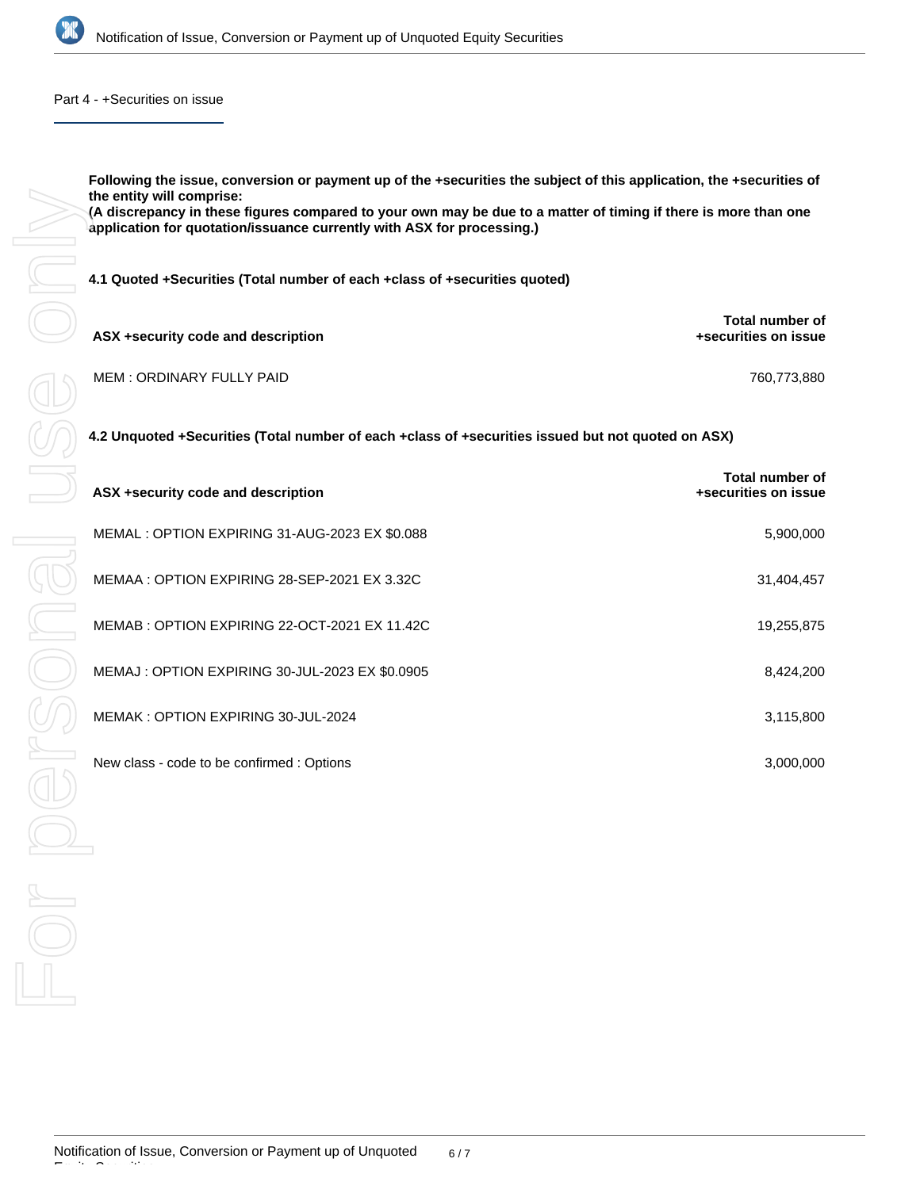## Part 4 - +Securities on issue

**Following the issue, conversion or payment up of the +securities the subject of this application, the +securities of the entity will comprise:**
**(A discrepancy in these figures compared to your own may be due to a matter of timing if there is more than one application for quotation/issuance currently with ASX for processing.)**

### 4.1 Quoted +Securities (Total number of each +class of +securities quoted)

| ASX +security code and description | Total number of +securities on issue |
|---|---|
| MEM : ORDINARY FULLY PAID | 760,773,880 |

### 4.2 Unquoted +Securities (Total number of each +class of +securities issued but not quoted on ASX)

| ASX +security code and description | Total number of +securities on issue |
|---|---|
| MEMAL : OPTION EXPIRING 31-AUG-2023 EX $0.088 | 5,900,000 |
| MEMAA : OPTION EXPIRING 28-SEP-2021 EX 3.32C | 31,404,457 |
| MEMAB : OPTION EXPIRING 22-OCT-2021 EX 11.42C | 19,255,875 |
| MEMAJ : OPTION EXPIRING 30-JUL-2023 EX $0.0905 | 8,424,200 |
| MEMAK : OPTION EXPIRING 30-JUL-2024 | 3,115,800 |
| New class - code to be confirmed : Options | 3,000,000 |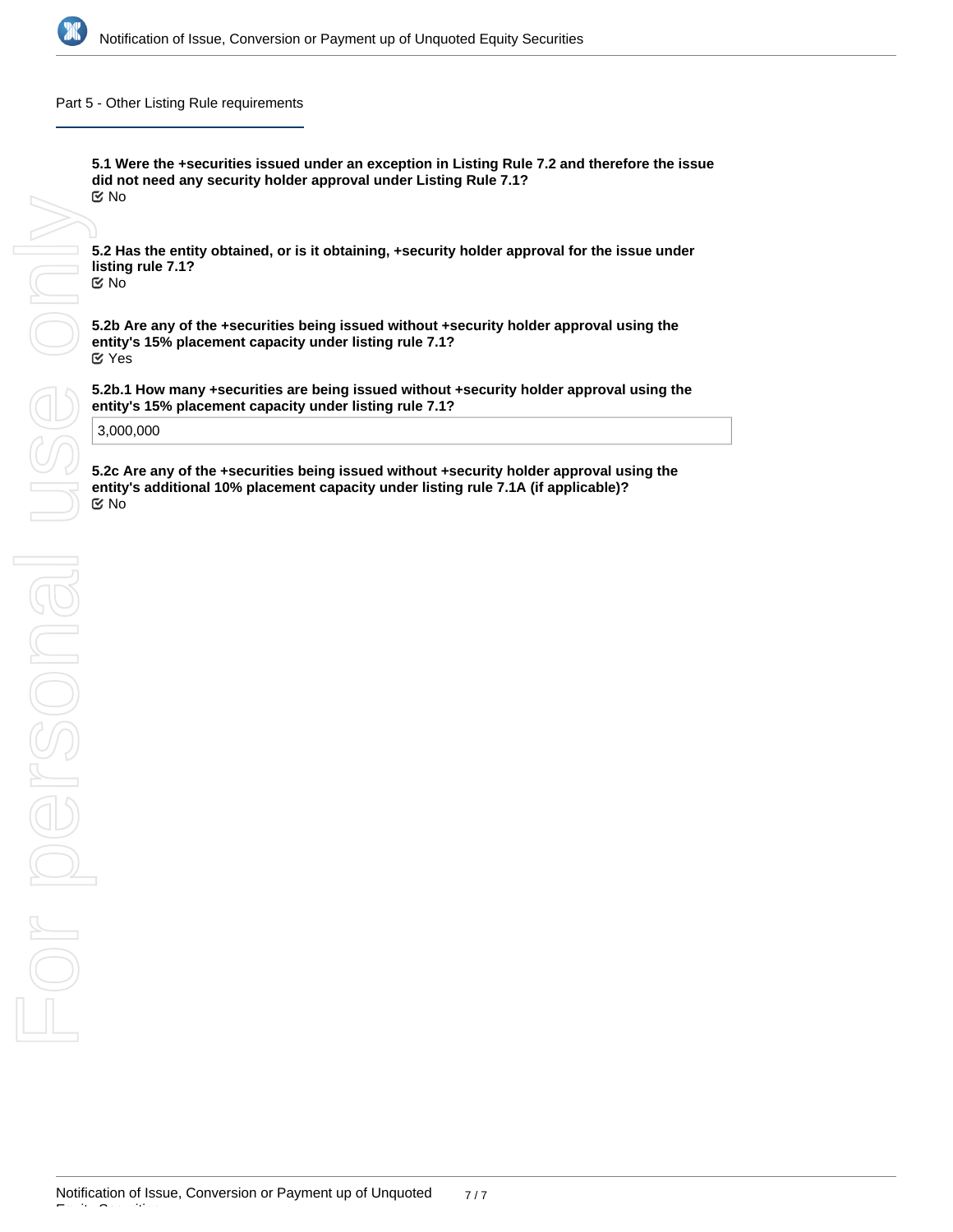## Part 5 - Other Listing Rule requirements

**5.1 Were the +securities issued under an exception in Listing Rule 7.2 and therefore the issue did not need any security holder approval under Listing Rule 7.1?**
☑ No

**5.2 Has the entity obtained, or is it obtaining, +security holder approval for the issue under listing rule 7.1?**
☑ No

**5.2b Are any of the +securities being issued without +security holder approval using the entity's 15% placement capacity under listing rule 7.1?**
☑ Yes

**5.2b.1 How many +securities are being issued without +security holder approval using the entity's 15% placement capacity under listing rule 7.1?**

3,000,000

**5.2c Are any of the +securities being issued without +security holder approval using the entity's additional 10% placement capacity under listing rule 7.1A (if applicable)?**
☑ No